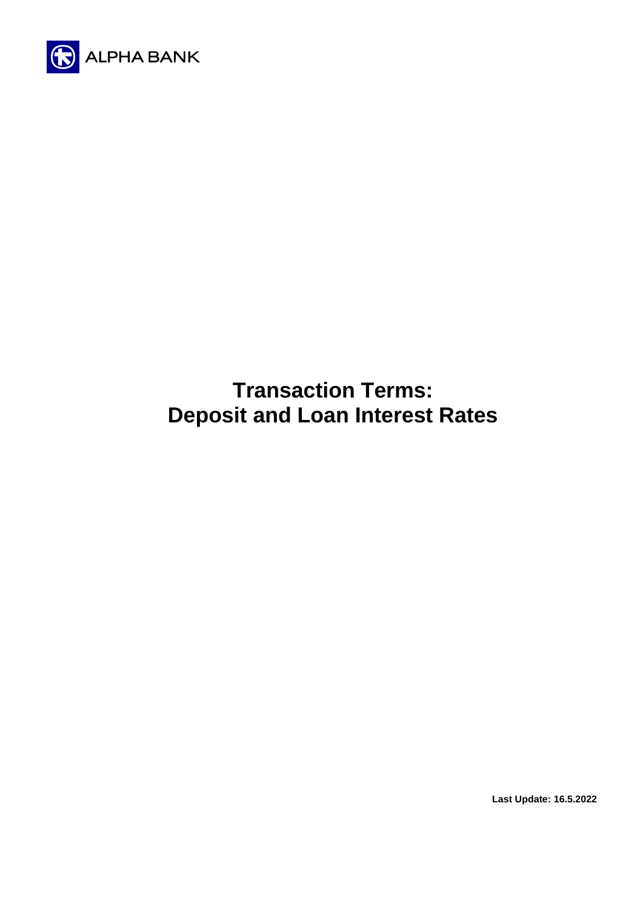ALPHA BANK

# Transaction Terms: Deposit and Loan Interest Rates

**Last Update: 16.5.2022**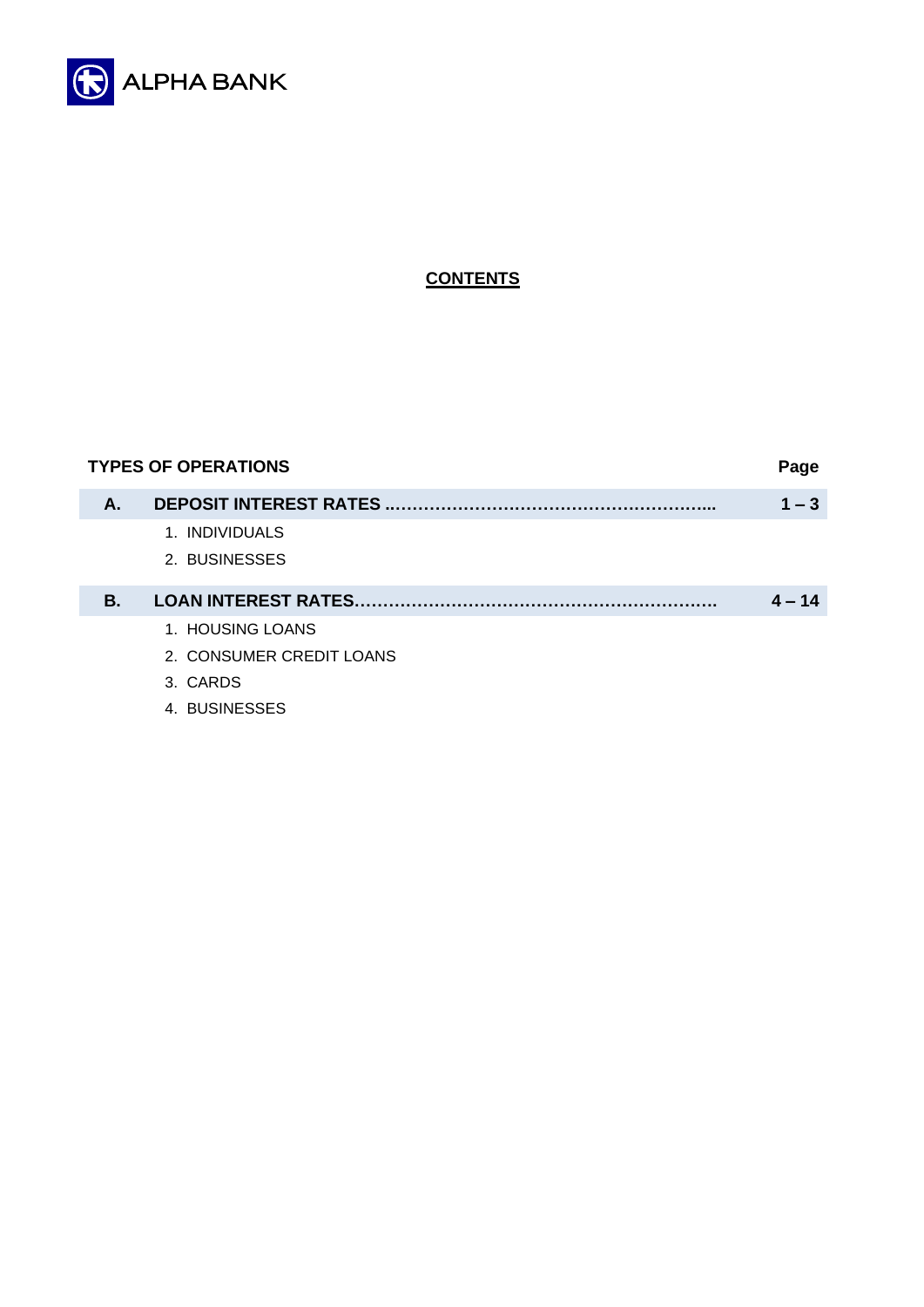ALPHA BANK

# CONTENTS

| | TYPES OF OPERATIONS | Page |
|---|---|---|
| **A.** | **DEPOSIT INTEREST RATES** | **1 – 3** |
| | 1. INDIVIDUALS | |
| | 2. BUSINESSES | |
| **B.** | **LOAN INTEREST RATES** | **4 – 14** |
| | 1. HOUSING LOANS | |
| | 2. CONSUMER CREDIT LOANS | |
| | 3. CARDS | |
| | 4. BUSINESSES | |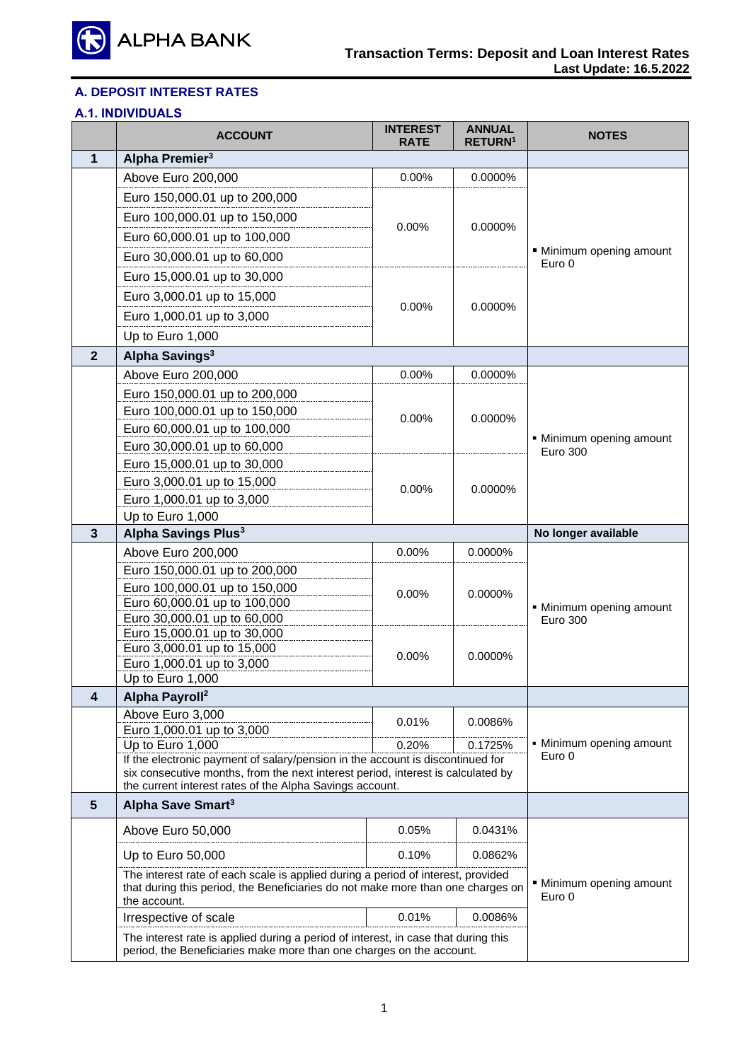# A. DEPOSIT INTEREST RATES

## A.1. INDIVIDUALS

| | ACCOUNT | INTEREST RATE | ANNUAL RETURN[1] | NOTES |
|---|---|---|---|---|
| **1** | **Alpha Premier[3]** | | | |
| | Above Euro 200,000 | 0.00% | 0.0000% | ▪ Minimum opening amount Euro 0 |
| | Euro 150,000.01 up to 200,000 | 0.00% | 0.0000% | |
| | Euro 100,000.01 up to 150,000 | | | |
| | Euro 60,000.01 up to 100,000 | | | |
| | Euro 30,000.01 up to 60,000 | | | |
| | Euro 15,000.01 up to 30,000 | 0.00% | 0.0000% | |
| | Euro 3,000.01 up to 15,000 | | | |
| | Euro 1,000.01 up to 3,000 | | | |
| | Up to Euro 1,000 | | | |
| **2** | **Alpha Savings[3]** | | | |
| | Above Euro 200,000 | 0.00% | 0.0000% | ▪ Minimum opening amount Euro 300 |
| | Euro 150,000.01 up to 200,000 | 0.00% | 0.0000% | |
| | Euro 100,000.01 up to 150,000 | | | |
| | Euro 60,000.01 up to 100,000 | | | |
| | Euro 30,000.01 up to 60,000 | | | |
| | Euro 15,000.01 up to 30,000 | 0.00% | 0.0000% | |
| | Euro 3,000.01 up to 15,000 | | | |
| | Euro 1,000.01 up to 3,000 | | | |
| | Up to Euro 1,000 | | | |
| **3** | **Alpha Savings Plus[3]** | | | **No longer available** |
| | Above Euro 200,000 | 0.00% | 0.0000% | ▪ Minimum opening amount Euro 300 |
| | Euro 150,000.01 up to 200,000 | 0.00% | 0.0000% | |
| | Euro 100,000.01 up to 150,000 | | | |
| | Euro 60,000.01 up to 100,000 | | | |
| | Euro 30,000.01 up to 60,000 | | | |
| | Euro 15,000.01 up to 30,000 | 0.00% | 0.0000% | |
| | Euro 3,000.01 up to 15,000 | | | |
| | Euro 1,000.01 up to 3,000 | | | |
| | Up to Euro 1,000 | | | |
| **4** | **Alpha Payroll[2]** | | | |
| | Above Euro 3,000 | 0.01% | 0.0086% | ▪ Minimum opening amount Euro 0 |
| | Euro 1,000.01 up to 3,000 | | | |
| | Up to Euro 1,000 | 0.20% | 0.1725% | |
| | If the electronic payment of salary/pension in the account is discontinued for six consecutive months, from the next interest period, interest is calculated by the current interest rates of the Alpha Savings account. | | | |
| **5** | **Alpha Save Smart[3]** | | | |
| | Above Euro 50,000 | 0.05% | 0.0431% | ▪ Minimum opening amount Euro 0 |
| | Up to Euro 50,000 | 0.10% | 0.0862% | |
| | The interest rate of each scale is applied during a period of interest, provided that during this period, the Beneficiaries do not make more than one charges on the account. | | | |
| | Irrespective of scale | 0.01% | 0.0086% | |
| | The interest rate is applied during a period of interest, in case that during this period, the Beneficiaries make more than one charges on the account. | | | |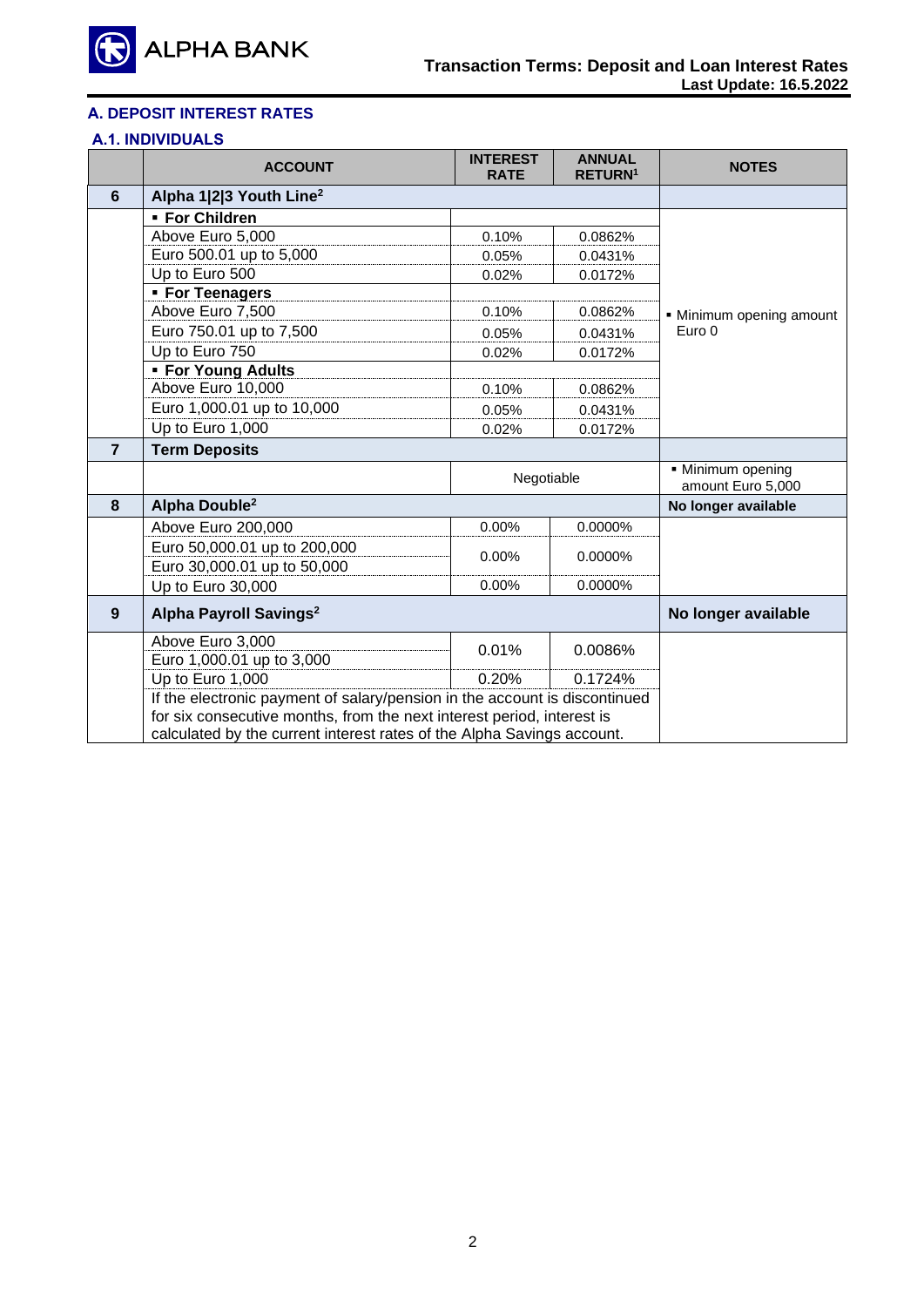## A. DEPOSIT INTEREST RATES

### A.1. INDIVIDUALS

| | ACCOUNT | INTEREST RATE | ANNUAL RETURN[1] | NOTES |
|---|---|---|---|---|
| **6** | **Alpha 1\|2\|3 Youth Line[2]** | | | |
| | ▪ **For Children** | | | ▪ Minimum opening amount Euro 0 |
| | Above Euro 5,000 | 0.10% | 0.0862% | |
| | Euro 500.01 up to 5,000 | 0.05% | 0.0431% | |
| | Up to Euro 500 | 0.02% | 0.0172% | |
| | ▪ **For Teenagers** | | | |
| | Above Euro 7,500 | 0.10% | 0.0862% | |
| | Euro 750.01 up to 7,500 | 0.05% | 0.0431% | |
| | Up to Euro 750 | 0.02% | 0.0172% | |
| | ▪ **For Young Adults** | | | |
| | Above Euro 10,000 | 0.10% | 0.0862% | |
| | Euro 1,000.01 up to 10,000 | 0.05% | 0.0431% | |
| | Up to Euro 1,000 | 0.02% | 0.0172% | |
| **7** | **Term Deposits** | | | |
| | | Negotiable | | ▪ Minimum opening amount Euro 5,000 |
| **8** | **Alpha Double[2]** | | | **No longer available** |
| | Above Euro 200,000 | 0.00% | 0.0000% | |
| | Euro 50,000.01 up to 200,000<br>Euro 30,000.01 up to 50,000 | 0.00% | 0.0000% | |
| | Up to Euro 30,000 | 0.00% | 0.0000% | |
| **9** | **Alpha Payroll Savings[2]** | | | **No longer available** |
| | Above Euro 3,000<br>Euro 1,000.01 up to 3,000 | 0.01% | 0.0086% | |
| | Up to Euro 1,000 | 0.20% | 0.1724% | |
| | If the electronic payment of salary/pension in the account is discontinued for six consecutive months, from the next interest period, interest is calculated by the current interest rates of the Alpha Savings account. | | | |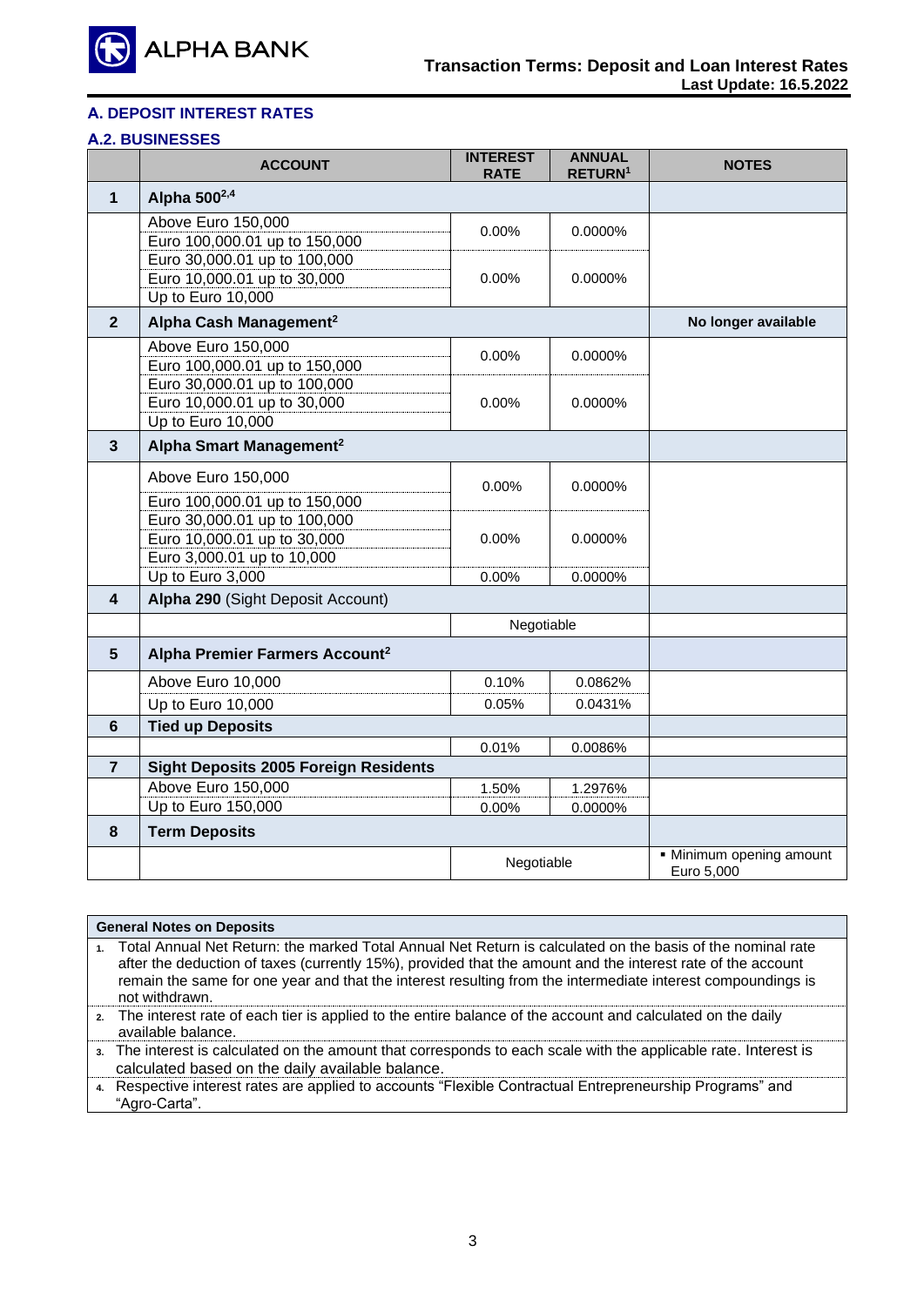## A. DEPOSIT INTEREST RATES

### A.2. BUSINESSES

| | ACCOUNT | INTEREST RATE | ANNUAL RETURN[1] | NOTES |
|---|---|---|---|---|
| **1** | **Alpha 500**[2,4] | | | |
| | Above Euro 150,000 | 0.00% | 0.0000% | |
| | Euro 100,000.01 up to 150,000 | | | |
| | Euro 30,000.01 up to 100,000 | 0.00% | 0.0000% | |
| | Euro 10,000.01 up to 30,000 | | | |
| | Up to Euro 10,000 | | | |
| **2** | **Alpha Cash Management**[2] | | | **No longer available** |
| | Above Euro 150,000 | 0.00% | 0.0000% | |
| | Euro 100,000.01 up to 150,000 | | | |
| | Euro 30,000.01 up to 100,000 | 0.00% | 0.0000% | |
| | Euro 10,000.01 up to 30,000 | | | |
| | Up to Euro 10,000 | | | |
| **3** | **Alpha Smart Management**[2] | | | |
| | Above Euro 150,000 | 0.00% | 0.0000% | |
| | Euro 100,000.01 up to 150,000 | | | |
| | Euro 30,000.01 up to 100,000 | 0.00% | 0.0000% | |
| | Euro 10,000.01 up to 30,000 | | | |
| | Euro 3,000.01 up to 10,000 | | | |
| | Up to Euro 3,000 | 0.00% | 0.0000% | |
| **4** | **Alpha 290** (Sight Deposit Account) | | | |
| | | Negotiable | | |
| **5** | **Alpha Premier Farmers Account**[2] | | | |
| | Above Euro 10,000 | 0.10% | 0.0862% | |
| | Up to Euro 10,000 | 0.05% | 0.0431% | |
| **6** | **Tied up Deposits** | | | |
| | | 0.01% | 0.0086% | |
| **7** | **Sight Deposits 2005 Foreign Residents** | | | |
| | Above Euro 150,000 | 1.50% | 1.2976% | |
| | Up to Euro 150,000 | 0.00% | 0.0000% | |
| **8** | **Term Deposits** | | | |
| | | Negotiable | | ▪ Minimum opening amount Euro 5,000 |

| General Notes on Deposits |
|---|
| 1. Total Annual Net Return: the marked Total Annual Net Return is calculated on the basis of the nominal rate after the deduction of taxes (currently 15%), provided that the amount and the interest rate of the account remain the same for one year and that the interest resulting from the intermediate interest compoundings is not withdrawn. |
| 2. The interest rate of each tier is applied to the entire balance of the account and calculated on the daily available balance. |
| 3. The interest is calculated on the amount that corresponds to each scale with the applicable rate. Interest is calculated based on the daily available balance. |
| 4. Respective interest rates are applied to accounts "Flexible Contractual Entrepreneurship Programs" and "Agro-Carta". |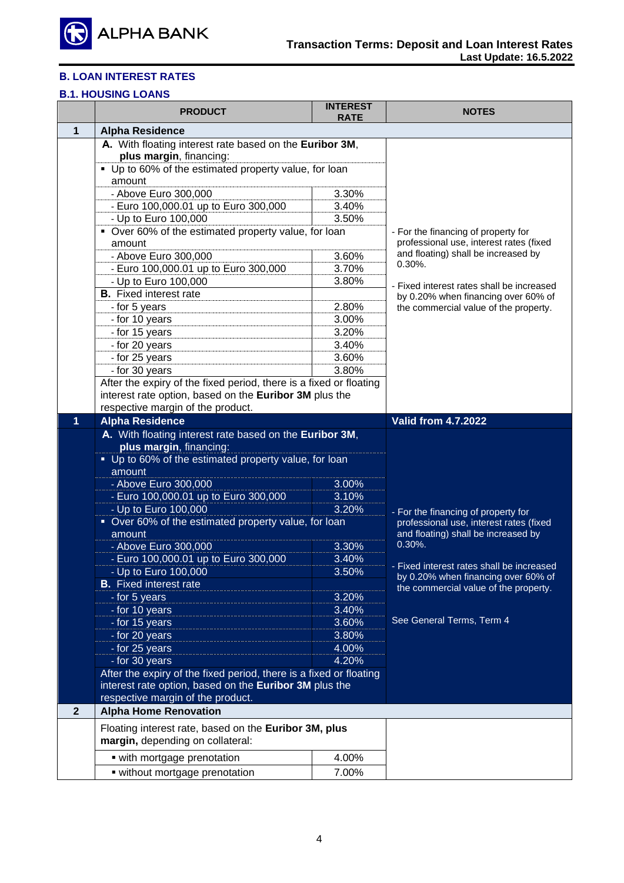## B. LOAN INTEREST RATES

### B.1. HOUSING LOANS

| | PRODUCT | INTEREST RATE | NOTES |
|---|---|---|---|
| **1** | **Alpha Residence** | | |
| | **A.** With floating interest rate based on the **Euribor 3M**, **plus margin**, financing: | | - For the financing of property for professional use, interest rates (fixed and floating) shall be increased by 0.30%.<br><br>- Fixed interest rates shall be increased by 0.20% when financing over 60% of the commercial value of the property. |
| | ▪ Up to 60% of the estimated property value, for loan amount | | |
| | - Above Euro 300,000 | 3.30% | |
| | - Euro 100,000.01 up to Euro 300,000 | 3.40% | |
| | - Up to Euro 100,000 | 3.50% | |
| | ▪ Over 60% of the estimated property value, for loan amount | | |
| | - Above Euro 300,000 | 3.60% | |
| | - Euro 100,000.01 up to Euro 300,000 | 3.70% | |
| | - Up to Euro 100,000 | 3.80% | |
| | **B.** Fixed interest rate | | |
| | - for 5 years | 2.80% | |
| | - for 10 years | 3.00% | |
| | - for 15 years | 3.20% | |
| | - for 20 years | 3.40% | |
| | - for 25 years | 3.60% | |
| | - for 30 years | 3.80% | |
| | After the expiry of the fixed period, there is a fixed or floating interest rate option, based on the **Euribor 3M** plus the respective margin of the product. | | |
| **1** | **Alpha Residence** | | **Valid from 4.7.2022** |
| | **A.** With floating interest rate based on the **Euribor 3M**, **plus margin**, financing: | | - For the financing of property for professional use, interest rates (fixed and floating) shall be increased by 0.30%.<br><br>- Fixed interest rates shall be increased by 0.20% when financing over 60% of the commercial value of the property.<br><br>See General Terms, Term 4 |
| | ▪ Up to 60% of the estimated property value, for loan amount | | |
| | - Above Euro 300,000 | 3.00% | |
| | - Euro 100,000.01 up to Euro 300,000 | 3.10% | |
| | - Up to Euro 100,000 | 3.20% | |
| | ▪ Over 60% of the estimated property value, for loan amount | | |
| | - Above Euro 300,000 | 3.30% | |
| | - Euro 100,000.01 up to Euro 300,000 | 3.40% | |
| | - Up to Euro 100,000 | 3.50% | |
| | **B.** Fixed interest rate | | |
| | - for 5 years | 3.20% | |
| | - for 10 years | 3.40% | |
| | - for 15 years | 3.60% | |
| | - for 20 years | 3.80% | |
| | - for 25 years | 4.00% | |
| | - for 30 years | 4.20% | |
| | After the expiry of the fixed period, there is a fixed or floating interest rate option, based on the **Euribor 3M** plus the respective margin of the product. | | |
| **2** | **Alpha Home Renovation** | | |
| | Floating interest rate, based on the **Euribor 3M, plus margin,** depending on collateral: | | |
| | ▪ with mortgage prenotation | 4.00% | |
| | ▪ without mortgage prenotation | 7.00% | |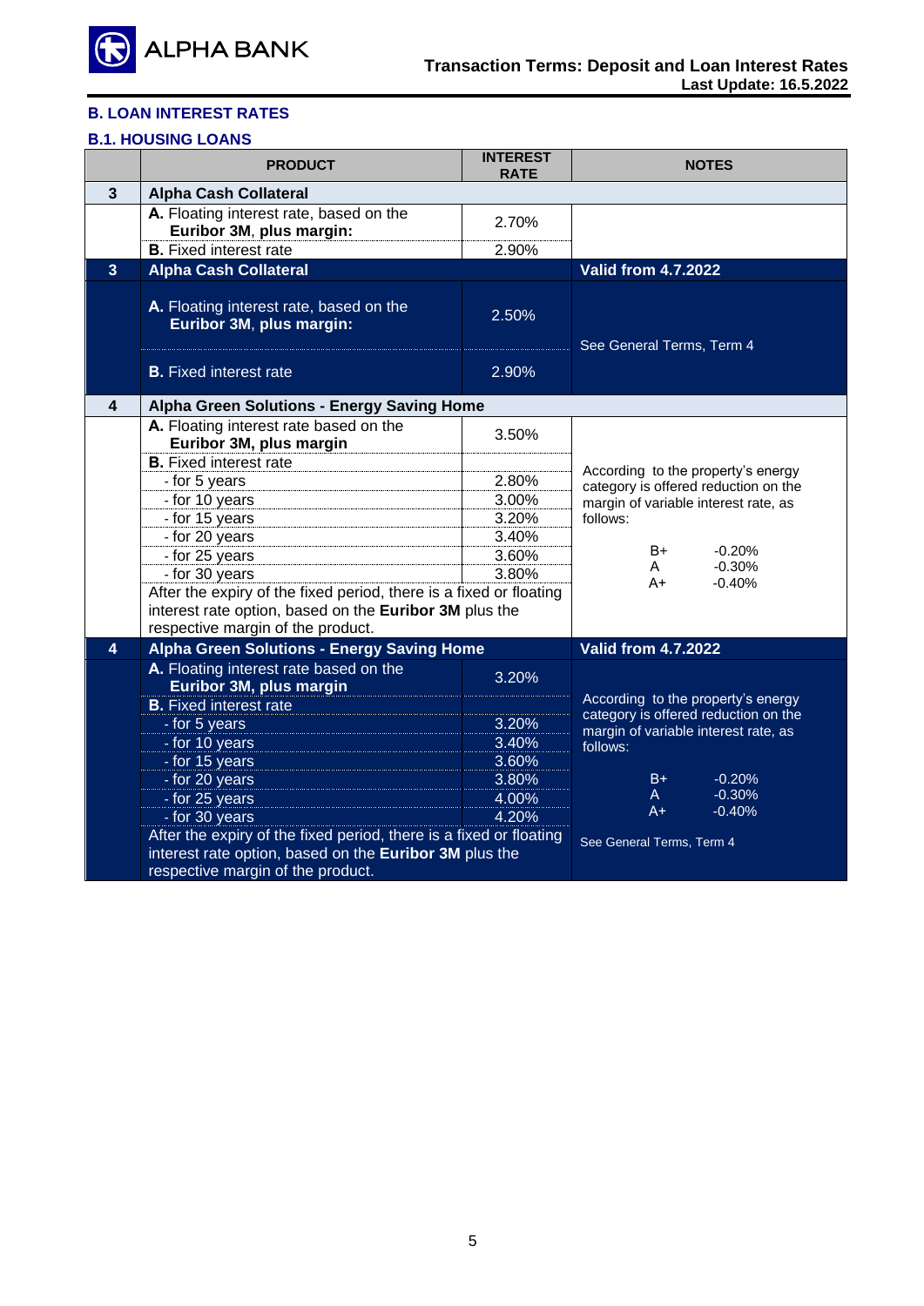## B. LOAN INTEREST RATES

### B.1. HOUSING LOANS

| | PRODUCT | INTEREST RATE | NOTES |
|---|---|---|---|
| **3** | **Alpha Cash Collateral** | | |
| | **A.** Floating interest rate, based on the **Euribor 3M, plus margin:** | 2.70% | |
| | **B.** Fixed interest rate | 2.90% | |
| **3** | **Alpha Cash Collateral** | | **Valid from 4.7.2022** |
| | **A.** Floating interest rate, based on the **Euribor 3M, plus margin:** | 2.50% | See General Terms, Term 4 |
| | **B.** Fixed interest rate | 2.90% | |
| **4** | **Alpha Green Solutions - Energy Saving Home** | | |
| | **A.** Floating interest rate based on the **Euribor 3M, plus margin** | 3.50% | According to the property's energy category is offered reduction on the margin of variable interest rate, as follows: B+ -0.20%, A -0.30%, A+ -0.40% |
| | **B.** Fixed interest rate | | |
| | - for 5 years | 2.80% | |
| | - for 10 years | 3.00% | |
| | - for 15 years | 3.20% | |
| | - for 20 years | 3.40% | |
| | - for 25 years | 3.60% | |
| | - for 30 years | 3.80% | |
| | After the expiry of the fixed period, there is a fixed or floating interest rate option, based on the **Euribor 3M** plus the respective margin of the product. | | |
| **4** | **Alpha Green Solutions - Energy Saving Home** | | **Valid from 4.7.2022** |
| | **A.** Floating interest rate based on the **Euribor 3M, plus margin** | 3.20% | According to the property's energy category is offered reduction on the margin of variable interest rate, as follows: B+ -0.20%, A -0.30%, A+ -0.40%. See General Terms, Term 4 |
| | **B.** Fixed interest rate | | |
| | - for 5 years | 3.20% | |
| | - for 10 years | 3.40% | |
| | - for 15 years | 3.60% | |
| | - for 20 years | 3.80% | |
| | - for 25 years | 4.00% | |
| | - for 30 years | 4.20% | |
| | After the expiry of the fixed period, there is a fixed or floating interest rate option, based on the **Euribor 3M** plus the respective margin of the product. | | |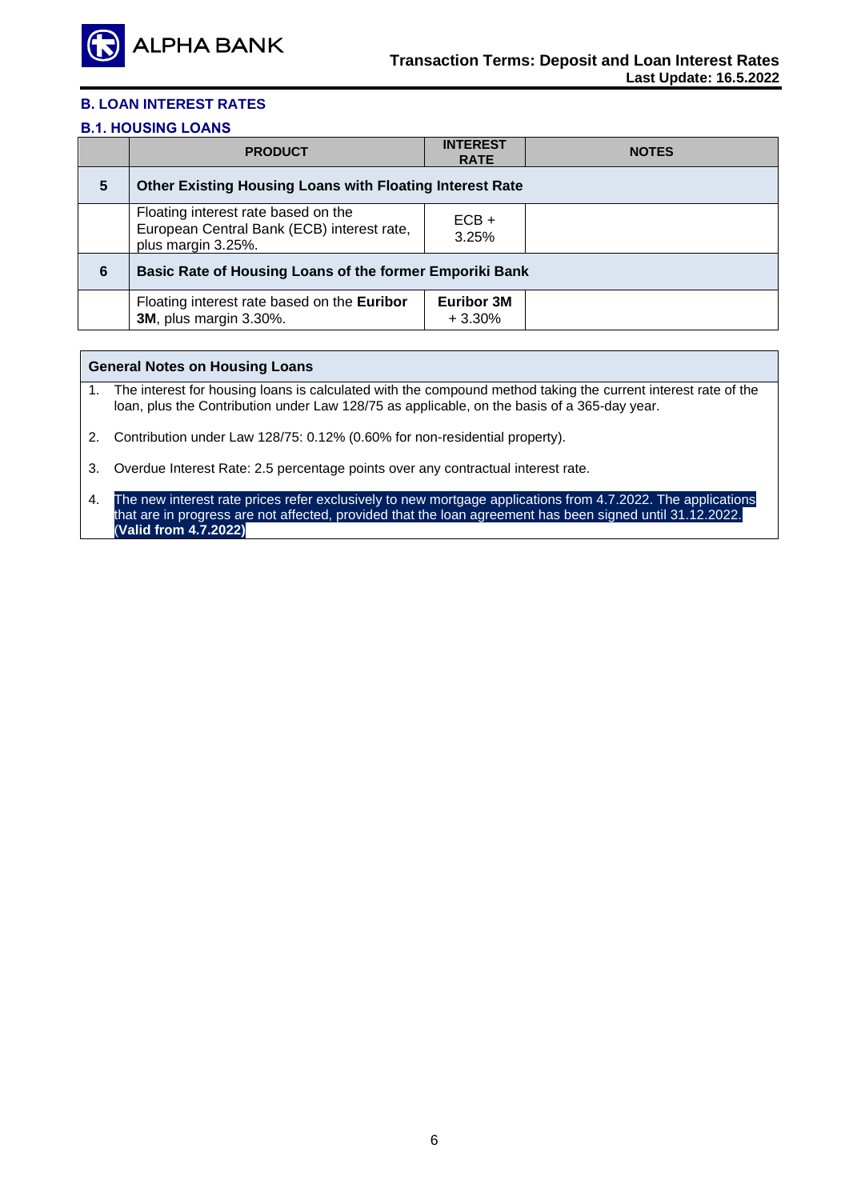## B. LOAN INTEREST RATES

### B.1. HOUSING LOANS

| | PRODUCT | INTEREST RATE | NOTES |
|---|---|---|---|
| **5** | **Other Existing Housing Loans with Floating Interest Rate** | | |
| | Floating interest rate based on the European Central Bank (ECB) interest rate, plus margin 3.25%. | ECB + 3.25% | |
| **6** | **Basic Rate of Housing Loans of the former Emporiki Bank** | | |
| | Floating interest rate based on the **Euribor 3M**, plus margin 3.30%. | **Euribor 3M** + 3.30% | |

**General Notes on Housing Loans**

1. The interest for housing loans is calculated with the compound method taking the current interest rate of the loan, plus the Contribution under Law 128/75 as applicable, on the basis of a 365-day year.
2. Contribution under Law 128/75: 0.12% (0.60% for non-residential property).
3. Overdue Interest Rate: 2.5 percentage points over any contractual interest rate.
4. The new interest rate prices refer exclusively to new mortgage applications from 4.7.2022. The applications that are in progress are not affected, provided that the loan agreement has been signed until 31.12.2022. (**Valid from 4.7.2022**)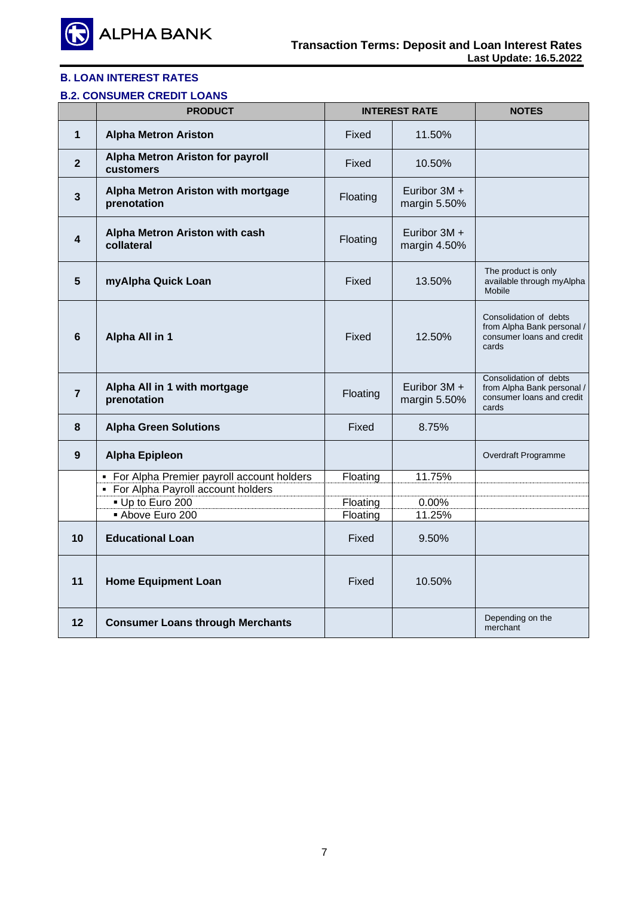## B. LOAN INTEREST RATES

### B.2. CONSUMER CREDIT LOANS

| | PRODUCT | INTEREST RATE | | NOTES |
|---|---|---|---|---|
| 1 | **Alpha Metron Ariston** | Fixed | 11.50% | |
| 2 | **Alpha Metron Ariston for payroll customers** | Fixed | 10.50% | |
| 3 | **Alpha Metron Ariston with mortgage prenotation** | Floating | Euribor 3M + margin 5.50% | |
| 4 | **Alpha Metron Ariston with cash collateral** | Floating | Euribor 3M + margin 4.50% | |
| 5 | **myAlpha Quick Loan** | Fixed | 13.50% | The product is only available through myAlpha Mobile |
| 6 | **Alpha All in 1** | Fixed | 12.50% | Consolidation of debts from Alpha Bank personal / consumer loans and credit cards |
| 7 | **Alpha All in 1 with mortgage prenotation** | Floating | Euribor 3M + margin 5.50% | Consolidation of debts from Alpha Bank personal / consumer loans and credit cards |
| 8 | **Alpha Green Solutions** | Fixed | 8.75% | |
| 9 | **Alpha Epipleon** | | | Overdraft Programme |
| | ▪ For Alpha Premier payroll account holders | Floating | 11.75% | |
| | ▪ For Alpha Payroll account holders | | | |
| | ▪ Up to Euro 200 | Floating | 0.00% | |
| | ▪ Above Euro 200 | Floating | 11.25% | |
| 10 | **Educational Loan** | Fixed | 9.50% | |
| 11 | **Home Equipment Loan** | Fixed | 10.50% | |
| 12 | **Consumer Loans through Merchants** | | | Depending on the merchant |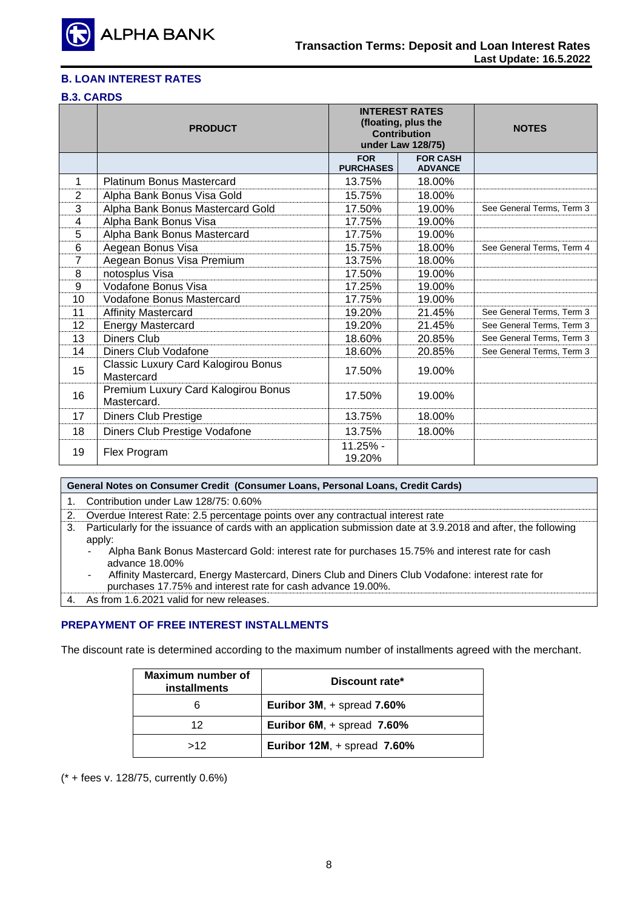## B. LOAN INTEREST RATES

### B.3. CARDS

| | PRODUCT | INTEREST RATES (floating, plus the Contribution under Law 128/75) | | NOTES |
|---|---|---|---|---|
| | | FOR PURCHASES | FOR CASH ADVANCE | |
| 1 | Platinum Bonus Mastercard | 13.75% | 18.00% | |
| 2 | Alpha Bank Bonus Visa Gold | 15.75% | 18.00% | |
| 3 | Alpha Bank Bonus Mastercard Gold | 17.50% | 19.00% | See General Terms, Term 3 |
| 4 | Alpha Bank Bonus Visa | 17.75% | 19.00% | |
| 5 | Alpha Bank Bonus Mastercard | 17.75% | 19.00% | |
| 6 | Aegean Bonus Visa | 15.75% | 18.00% | See General Terms, Term 4 |
| 7 | Aegean Bonus Visa Premium | 13.75% | 18.00% | |
| 8 | notosplus Visa | 17.50% | 19.00% | |
| 9 | Vodafone Bonus Visa | 17.25% | 19.00% | |
| 10 | Vodafone Bonus Mastercard | 17.75% | 19.00% | |
| 11 | Affinity Mastercard | 19.20% | 21.45% | See General Terms, Term 3 |
| 12 | Energy Mastercard | 19.20% | 21.45% | See General Terms, Term 3 |
| 13 | Diners Club | 18.60% | 20.85% | See General Terms, Term 3 |
| 14 | Diners Club Vodafone | 18.60% | 20.85% | See General Terms, Term 3 |
| 15 | Classic Luxury Card Kalogirou Bonus Mastercard | 17.50% | 19.00% | |
| 16 | Premium Luxury Card Kalogirou Bonus Mastercard. | 17.50% | 19.00% | |
| 17 | Diners Club Prestige | 13.75% | 18.00% | |
| 18 | Diners Club Prestige Vodafone | 13.75% | 18.00% | |
| 19 | Flex Program | 11.25% - 19.20% | | |

| General Notes on Consumer Credit (Consumer Loans, Personal Loans, Credit Cards) |
|---|
| 1. Contribution under Law 128/75: 0.60% |
| 2. Overdue Interest Rate: 2.5 percentage points over any contractual interest rate |
| 3. Particularly for the issuance of cards with an application submission date at 3.9.2018 and after, the following apply:<br>- Alpha Bank Bonus Mastercard Gold: interest rate for purchases 15.75% and interest rate for cash advance 18.00%<br>- Affinity Mastercard, Energy Mastercard, Diners Club and Diners Club Vodafone: interest rate for purchases 17.75% and interest rate for cash advance 19.00%. |
| 4. As from 1.6.2021 valid for new releases. |

### PREPAYMENT OF FREE INTEREST INSTALLMENTS

The discount rate is determined according to the maximum number of installments agreed with the merchant.

| Maximum number of installments | Discount rate* |
|---|---|
| 6 | **Euribor 3M**, + spread **7.60%** |
| 12 | **Euribor 6M**, + spread **7.60%** |
| >12 | **Euribor 12M**, + spread **7.60%** |

(* + fees v. 128/75, currently 0.6%)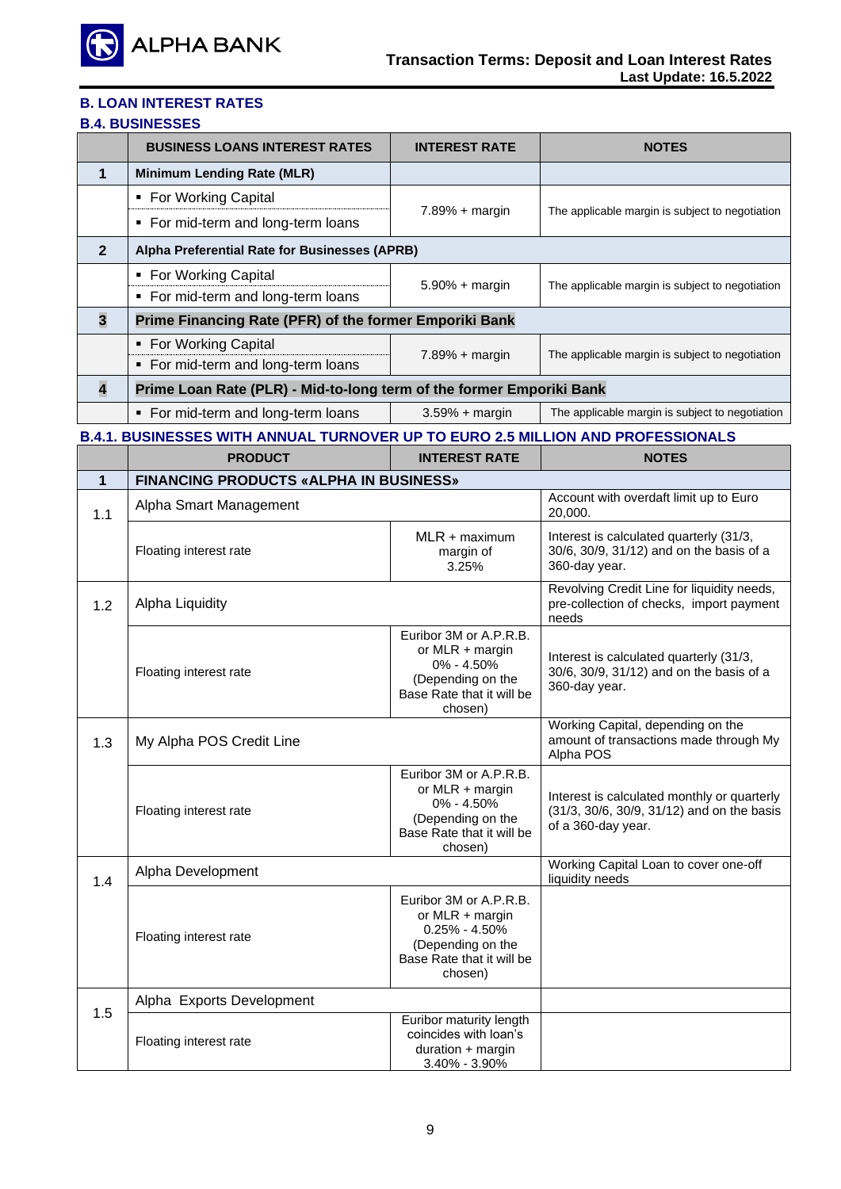## B. LOAN INTEREST RATES

### B.4. BUSINESSES

| | BUSINESS LOANS INTEREST RATES | INTEREST RATE | NOTES |
|---|---|---|---|
| 1 | **Minimum Lending Rate (MLR)** | | |
| | ▪ For Working Capital<br>▪ For mid-term and long-term loans | 7.89% + margin | The applicable margin is subject to negotiation |
| 2 | **Alpha Preferential Rate for Businesses (APRB)** | | |
| | ▪ For Working Capital<br>▪ For mid-term and long-term loans | 5.90% + margin | The applicable margin is subject to negotiation |
| 3 | **Prime Financing Rate (PFR) of the former Emporiki Bank** | | |
| | ▪ For Working Capital<br>▪ For mid-term and long-term loans | 7.89% + margin | The applicable margin is subject to negotiation |
| 4 | **Prime Loan Rate (PLR) - Mid-to-long term of the former Emporiki Bank** | | |
| | ▪ For mid-term and long-term loans | 3.59% + margin | The applicable margin is subject to negotiation |

### B.4.1. BUSINESSES WITH ANNUAL TURNOVER UP TO EURO 2.5 MILLION AND PROFESSIONALS

| | PRODUCT | INTEREST RATE | NOTES |
|---|---|---|---|
| 1 | **FINANCING PRODUCTS «ALPHA IN BUSINESS»** | | |
| 1.1 | Alpha Smart Management | | Account with overdraft limit up to Euro 20,000. |
| | Floating interest rate | MLR + maximum margin of 3.25% | Interest is calculated quarterly (31/3, 30/6, 30/9, 31/12) and on the basis of a 360-day year. |
| 1.2 | Alpha Liquidity | | Revolving Credit Line for liquidity needs, pre-collection of checks, import payment needs |
| | Floating interest rate | Euribor 3M or A.P.R.B. or MLR + margin 0% - 4.50% (Depending on the Base Rate that it will be chosen) | Interest is calculated quarterly (31/3, 30/6, 30/9, 31/12) and on the basis of a 360-day year. |
| 1.3 | My Alpha POS Credit Line | | Working Capital, depending on the amount of transactions made through My Alpha POS |
| | Floating interest rate | Euribor 3M or A.P.R.B. or MLR + margin 0% - 4.50% (Depending on the Base Rate that it will be chosen) | Interest is calculated monthly or quarterly (31/3, 30/6, 30/9, 31/12) and on the basis of a 360-day year. |
| 1.4 | Alpha Development | | Working Capital Loan to cover one-off liquidity needs |
| | Floating interest rate | Euribor 3M or A.P.R.B. or MLR + margin 0.25% - 4.50% (Depending on the Base Rate that it will be chosen) | |
| 1.5 | Alpha Exports Development | | |
| | Floating interest rate | Euribor maturity length coincides with loan's duration + margin 3.40% - 3.90% | |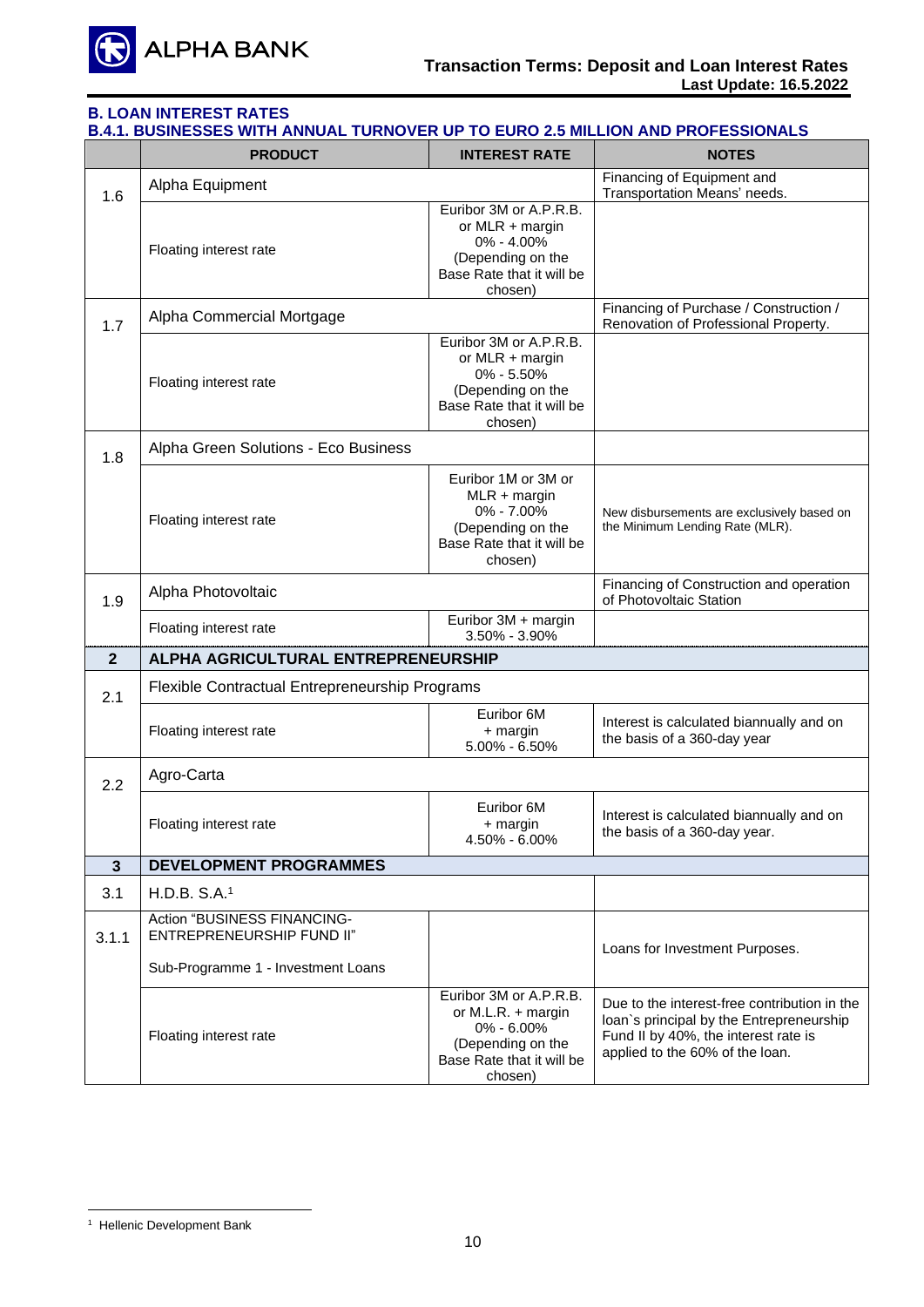## B. LOAN INTEREST RATES

### B.4.1. BUSINESSES WITH ANNUAL TURNOVER UP TO EURO 2.5 MILLION AND PROFESSIONALS

| | PRODUCT | INTEREST RATE | NOTES |
|---|---|---|---|
| 1.6 | Alpha Equipment | | Financing of Equipment and Transportation Means' needs. |
| | Floating interest rate | Euribor 3M or A.P.R.B. or MLR + margin 0% - 4.00% (Depending on the Base Rate that it will be chosen) | |
| 1.7 | Alpha Commercial Mortgage | | Financing of Purchase / Construction / Renovation of Professional Property. |
| | Floating interest rate | Euribor 3M or A.P.R.B. or MLR + margin 0% - 5.50% (Depending on the Base Rate that it will be chosen) | |
| 1.8 | Alpha Green Solutions - Eco Business | | |
| | Floating interest rate | Euribor 1M or 3M or MLR + margin 0% - 7.00% (Depending on the Base Rate that it will be chosen) | New disbursements are exclusively based on the Minimum Lending Rate (MLR). |
| 1.9 | Alpha Photovoltaic | | Financing of Construction and operation of Photovoltaic Station |
| | Floating interest rate | Euribor 3M + margin 3.50% - 3.90% | |
| **2** | **ALPHA AGRICULTURAL ENTREPRENEURSHIP** | | |
| 2.1 | Flexible Contractual Entrepreneurship Programs | | |
| | Floating interest rate | Euribor 6M + margin 5.00% - 6.50% | Interest is calculated biannually and on the basis of a 360-day year |
| 2.2 | Agro-Carta | | |
| | Floating interest rate | Euribor 6M + margin 4.50% - 6.00% | Interest is calculated biannually and on the basis of a 360-day year. |
| **3** | **DEVELOPMENT PROGRAMMES** | | |
| 3.1 | H.D.B. S.A.[1] | | |
| 3.1.1 | Action "BUSINESS FINANCING-ENTREPRENEURSHIP FUND II" Sub-Programme 1 - Investment Loans | | Loans for Investment Purposes. |
| | Floating interest rate | Euribor 3M or A.P.R.B. or M.L.R. + margin 0% - 6.00% (Depending on the Base Rate that it will be chosen) | Due to the interest-free contribution in the loan`s principal by the Entrepreneurship Fund II by 40%, the interest rate is applied to the 60% of the loan. |

[1] Hellenic Development Bank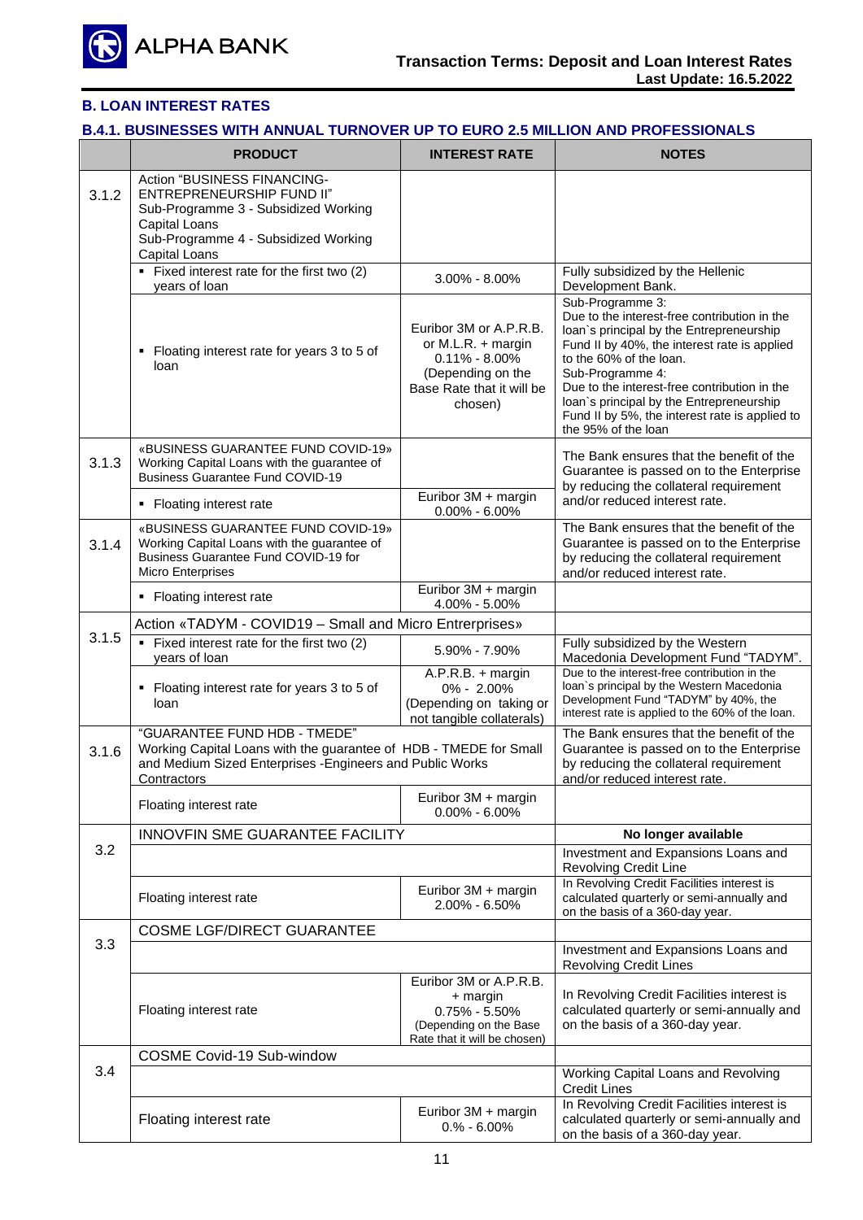## B. LOAN INTEREST RATES

### B.4.1. BUSINESSES WITH ANNUAL TURNOVER UP TO EURO 2.5 MILLION AND PROFESSIONALS

| | PRODUCT | INTEREST RATE | NOTES |
|---|---|---|---|
| 3.1.2 | Action "BUSINESS FINANCING-ENTREPRENEURSHIP FUND II" Sub-Programme 3 - Subsidized Working Capital Loans Sub-Programme 4 - Subsidized Working Capital Loans | | |
| | ▪ Fixed interest rate for the first two (2) years of loan | 3.00% - 8.00% | Fully subsidized by the Hellenic Development Bank. |
| | ▪ Floating interest rate for years 3 to 5 of loan | Euribor 3M or A.P.R.B. or M.L.R. + margin 0.11% - 8.00% (Depending on the Base Rate that it will be chosen) | Sub-Programme 3: Due to the interest-free contribution in the loan`s principal by the Entrepreneurship Fund II by 40%, the interest rate is applied to the 60% of the loan. Sub-Programme 4: Due to the interest-free contribution in the loan`s principal by the Entrepreneurship Fund II by 5%, the interest rate is applied to the 95% of the loan |
| 3.1.3 | «BUSINESS GUARANTEE FUND COVID-19» Working Capital Loans with the guarantee of Business Guarantee Fund COVID-19 | | The Bank ensures that the benefit of the Guarantee is passed on to the Enterprise by reducing the collateral requirement and/or reduced interest rate. |
| | ▪ Floating interest rate | Euribor 3M + margin 0.00% - 6.00% | |
| 3.1.4 | «BUSINESS GUARANTEE FUND COVID-19» Working Capital Loans with the guarantee of Business Guarantee Fund COVID-19 for Micro Enterprises | | The Bank ensures that the benefit of the Guarantee is passed on to the Enterprise by reducing the collateral requirement and/or reduced interest rate. |
| | ▪ Floating interest rate | Euribor 3M + margin 4.00% - 5.00% | |
| 3.1.5 | Action «TADYM - COVID19 – Small and Micro Enterprises» | | |
| | ▪ Fixed interest rate for the first two (2) years of loan | 5.90% - 7.90% | Fully subsidized by the Western Macedonia Development Fund "TADYM". |
| | ▪ Floating interest rate for years 3 to 5 of loan | A.P.R.B. + margin 0% - 2.00% (Depending on taking or not tangible collaterals) | Due to the interest-free contribution in the loan`s principal by the Western Macedonia Development Fund "TADYM" by 40%, the interest rate is applied to the 60% of the loan. |
| 3.1.6 | "GUARANTEE FUND HDB - TMEDE" Working Capital Loans with the guarantee of HDB - TMEDE for Small and Medium Sized Enterprises -Engineers and Public Works Contractors | | The Bank ensures that the benefit of the Guarantee is passed on to the Enterprise by reducing the collateral requirement and/or reduced interest rate. |
| | Floating interest rate | Euribor 3M + margin 0.00% - 6.00% | |
| 3.2 | INNOVFIN SME GUARANTEE FACILITY | | **No longer available** |
| | | | Investment and Expansions Loans and Revolving Credit Line |
| | Floating interest rate | Euribor 3M + margin 2.00% - 6.50% | In Revolving Credit Facilities interest is calculated quarterly or semi-annually and on the basis of a 360-day year. |
| 3.3 | COSME LGF/DIRECT GUARANTEE | | |
| | | | Investment and Expansions Loans and Revolving Credit Lines |
| | Floating interest rate | Euribor 3M or A.P.R.B. + margin 0.75% - 5.50% (Depending on the Base Rate that it will be chosen) | In Revolving Credit Facilities interest is calculated quarterly or semi-annually and on the basis of a 360-day year. |
| 3.4 | COSME Covid-19 Sub-window | | |
| | | | Working Capital Loans and Revolving Credit Lines |
| | Floating interest rate | Euribor 3M + margin 0.% - 6.00% | In Revolving Credit Facilities interest is calculated quarterly or semi-annually and on the basis of a 360-day year. |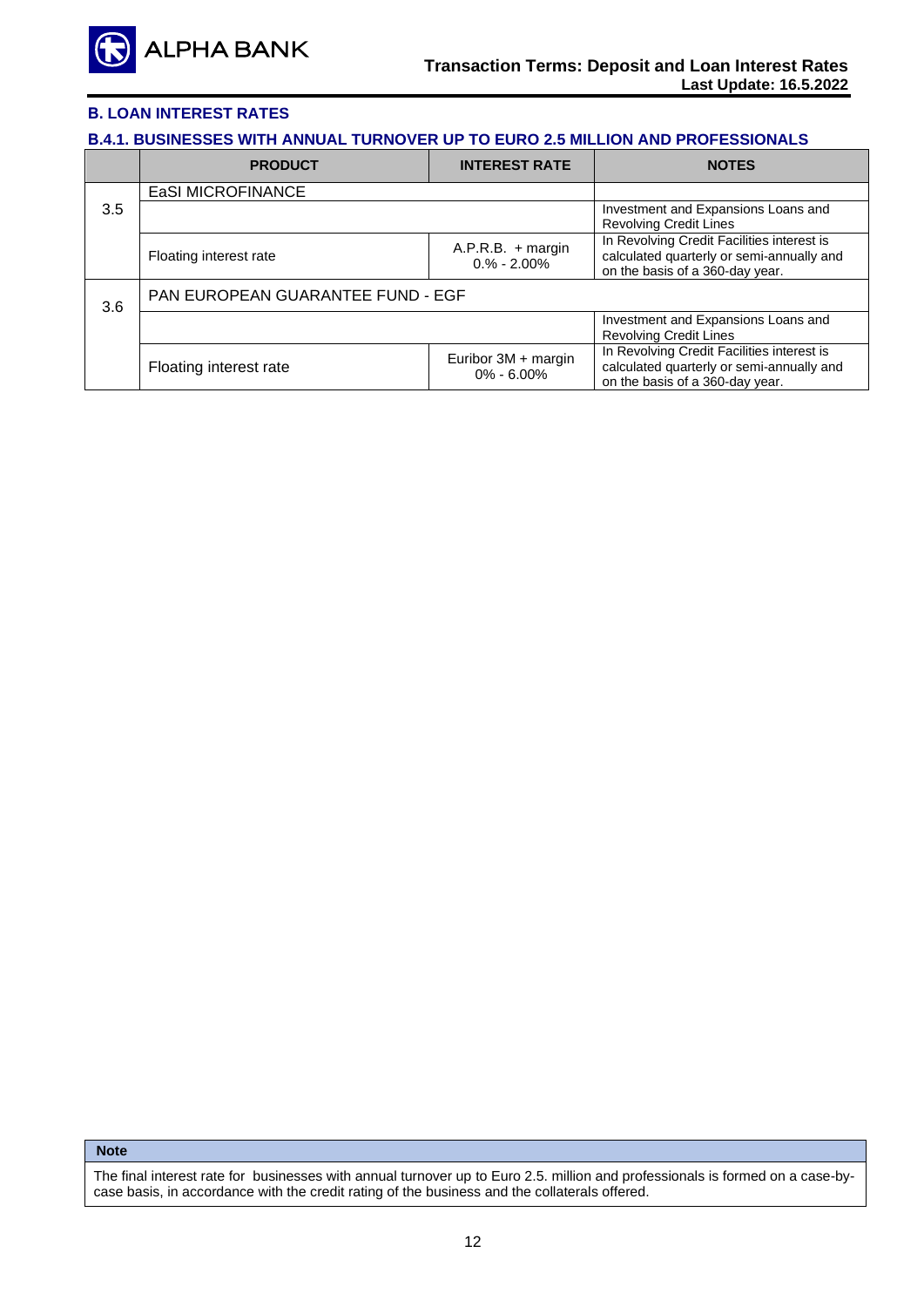## B. LOAN INTEREST RATES

### B.4.1. BUSINESSES WITH ANNUAL TURNOVER UP TO EURO 2.5 MILLION AND PROFESSIONALS

| | PRODUCT | INTEREST RATE | NOTES |
|---|---|---|---|
| 3.5 | EaSI MICROFINANCE | | |
| | | | Investment and Expansions Loans and Revolving Credit Lines |
| | Floating interest rate | A.P.R.B. + margin 0.% - 2.00% | In Revolving Credit Facilities interest is calculated quarterly or semi-annually and on the basis of a 360-day year. |
| 3.6 | PAN EUROPEAN GUARANTEE FUND - EGF | | |
| | | | Investment and Expansions Loans and Revolving Credit Lines |
| | Floating interest rate | Euribor 3M + margin 0% - 6.00% | In Revolving Credit Facilities interest is calculated quarterly or semi-annually and on the basis of a 360-day year. |

| Note |
|---|
| The final interest rate for businesses with annual turnover up to Euro 2.5. million and professionals is formed on a case-by-case basis, in accordance with the credit rating of the business and the collaterals offered. |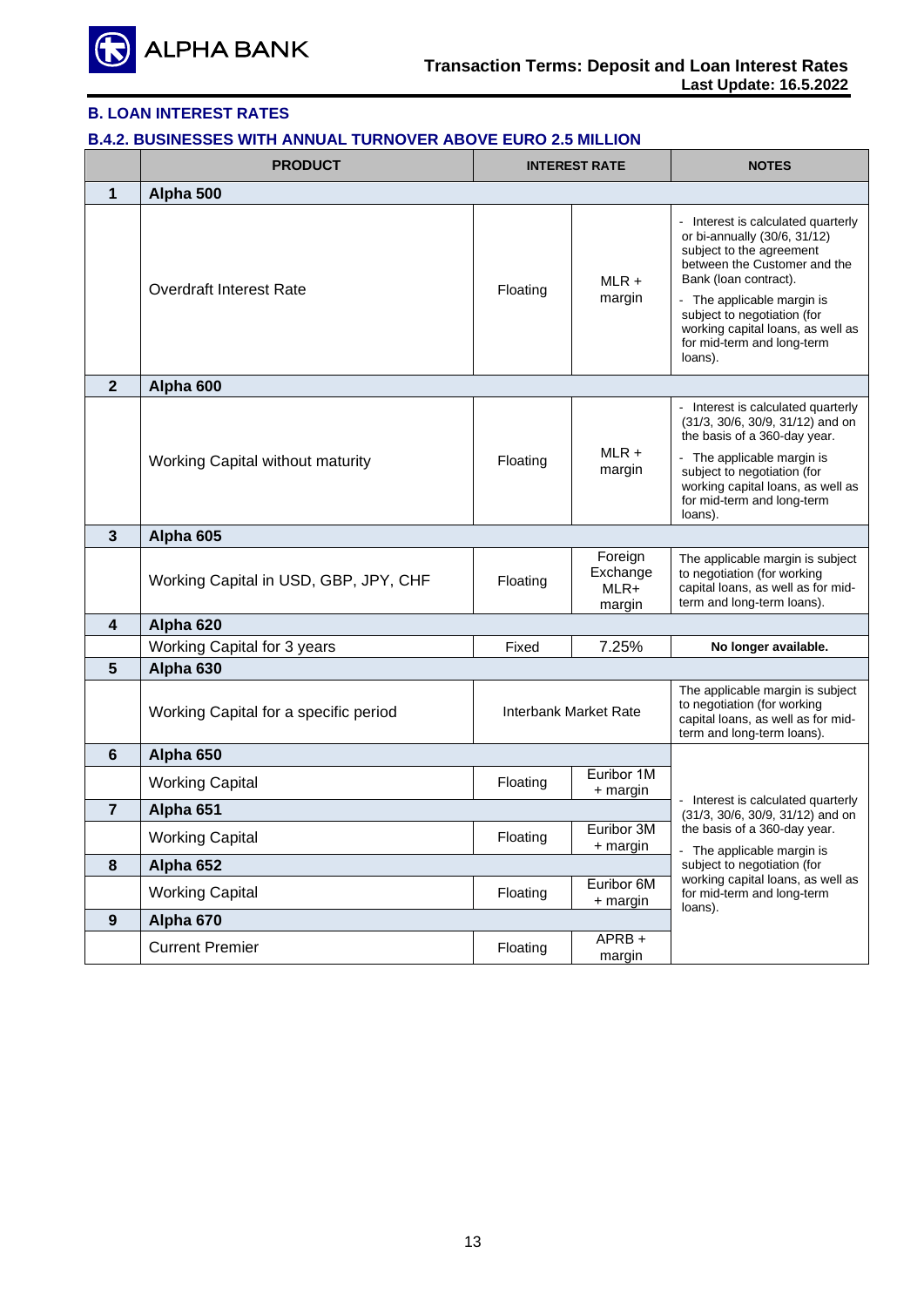## B. LOAN INTEREST RATES

### B.4.2. BUSINESSES WITH ANNUAL TURNOVER ABOVE EURO 2.5 MILLION

| | PRODUCT | INTEREST RATE | | NOTES |
|---|---|---|---|---|
| **1** | **Alpha 500** | | | |
| | Overdraft Interest Rate | Floating | MLR + margin | - Interest is calculated quarterly or bi-annually (30/6, 31/12) subject to the agreement between the Customer and the Bank (loan contract).<br>- The applicable margin is subject to negotiation (for working capital loans, as well as for mid-term and long-term loans). |
| **2** | **Alpha 600** | | | |
| | Working Capital without maturity | Floating | MLR + margin | - Interest is calculated quarterly (31/3, 30/6, 30/9, 31/12) and on the basis of a 360-day year.<br>- The applicable margin is subject to negotiation (for working capital loans, as well as for mid-term and long-term loans). |
| **3** | **Alpha 605** | | | |
| | Working Capital in USD, GBP, JPY, CHF | Floating | Foreign Exchange MLR+ margin | The applicable margin is subject to negotiation (for working capital loans, as well as for mid-term and long-term loans). |
| **4** | **Alpha 620** | | | |
| | Working Capital for 3 years | Fixed | 7.25% | **No longer available.** |
| **5** | **Alpha 630** | | | |
| | Working Capital for a specific period | Interbank Market Rate | | The applicable margin is subject to negotiation (for working capital loans, as well as for mid-term and long-term loans). |
| **6** | **Alpha 650** | | | - Interest is calculated quarterly (31/3, 30/6, 30/9, 31/12) and on the basis of a 360-day year.<br>- The applicable margin is subject to negotiation (for working capital loans, as well as for mid-term and long-term loans). |
| | Working Capital | Floating | Euribor 1M + margin | |
| **7** | **Alpha 651** | | | |
| | Working Capital | Floating | Euribor 3M + margin | |
| **8** | **Alpha 652** | | | |
| | Working Capital | Floating | Euribor 6M + margin | |
| **9** | **Alpha 670** | | | |
| | Current Premier | Floating | APRB + margin | |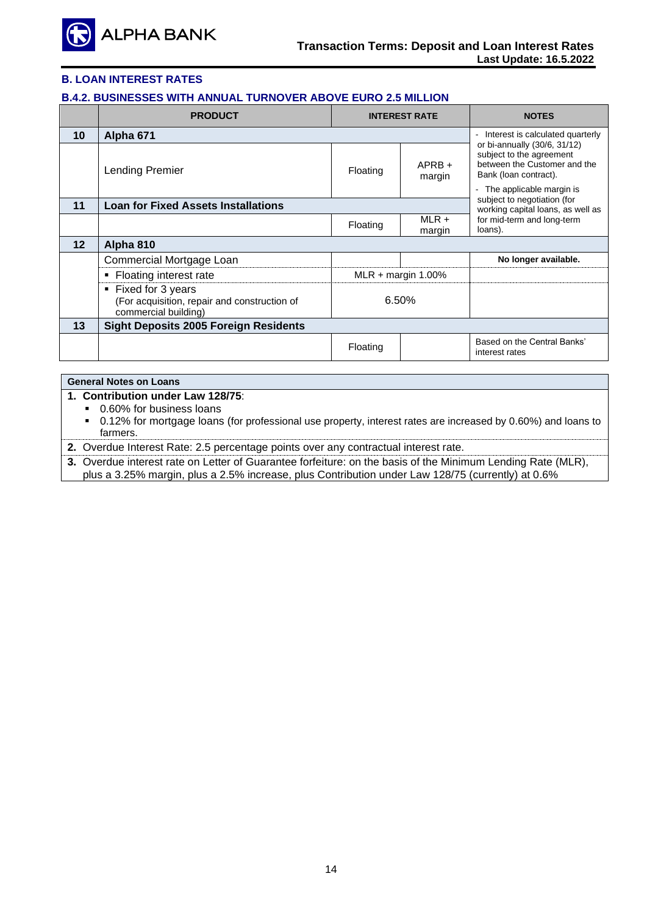## B. LOAN INTEREST RATES

### B.4.2. BUSINESSES WITH ANNUAL TURNOVER ABOVE EURO 2.5 MILLION

| | PRODUCT | INTEREST RATE | | NOTES |
|---|---|---|---|---|
| **10** | **Alpha 671** | | | - Interest is calculated quarterly or bi-annually (30/6, 31/12) subject to the agreement between the Customer and the Bank (loan contract).<br>- The applicable margin is subject to negotiation (for working capital loans, as well as for mid-term and long-term loans). |
| | Lending Premier | Floating | APRB + margin | |
| **11** | **Loan for Fixed Assets Installations** | | | |
| | | Floating | MLR + margin | |
| **12** | **Alpha 810** | | | |
| | Commercial Mortgage Loan | | | **No longer available.** |
| | ▪ Floating interest rate | MLR + margin 1.00% | | |
| | ▪ Fixed for 3 years<br>(For acquisition, repair and construction of commercial building) | 6.50% | | |
| **13** | **Sight Deposits 2005 Foreign Residents** | | | |
| | | Floating | | Based on the Central Banks' interest rates |

**General Notes on Loans**

1. **Contribution under Law 128/75**:
   - 0.60% for business loans
   - 0.12% for mortgage loans (for professional use property, interest rates are increased by 0.60%) and loans to farmers.
2. Overdue Interest Rate: 2.5 percentage points over any contractual interest rate.
3. Overdue interest rate on Letter of Guarantee forfeiture: on the basis of the Minimum Lending Rate (MLR), plus a 3.25% margin, plus a 2.5% increase, plus Contribution under Law 128/75 (currently) at 0.6%